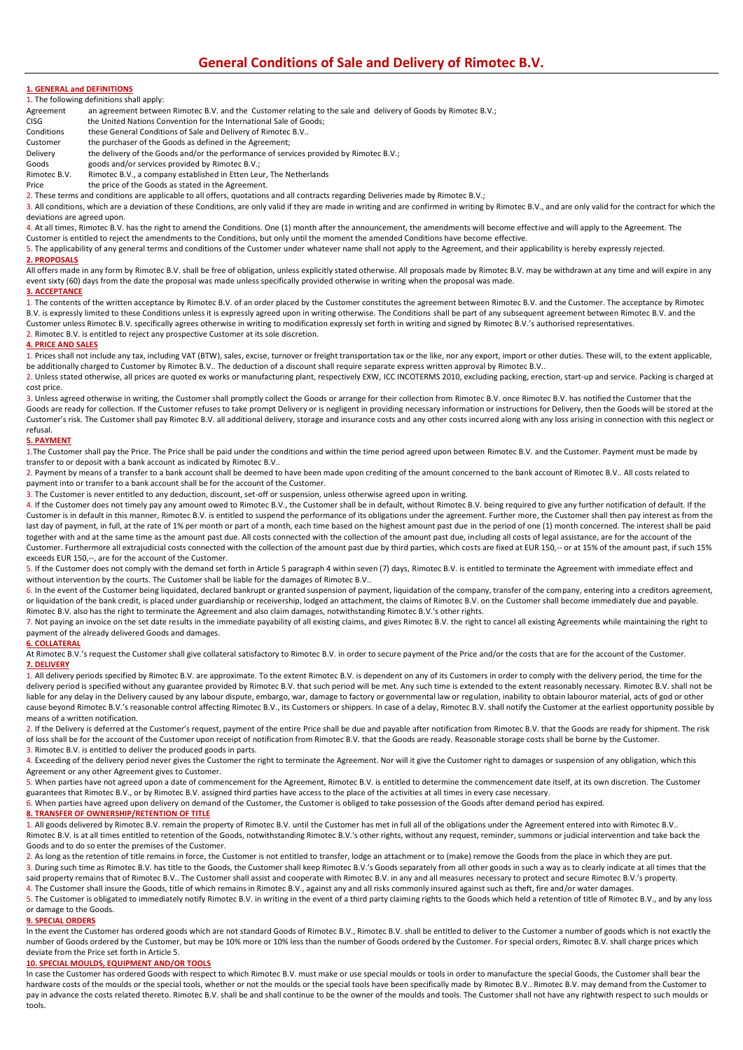# General Conditions of Sale and Delivery of Rimotec B.V.

## 1. GENERAL and DEFINITIONS

1. The following definitions shall apply:

| | |
|---|---|
| Agreement | an agreement between Rimotec B.V. and the Customer relating to the sale and delivery of Goods by Rimotec B.V.; |
| CISG | the United Nations Convention for the International Sale of Goods; |
| Conditions | these General Conditions of Sale and Delivery of Rimotec B.V.. |
| Customer | the purchaser of the Goods as defined in the Agreement; |
| Delivery | the delivery of the Goods and/or the performance of services provided by Rimotec B.V.; |
| Goods | goods and/or services provided by Rimotec B.V.; |
| Rimotec B.V. | Rimotec B.V., a company established in Etten Leur, The Netherlands |
| Price | the price of the Goods as stated in the Agreement. |

2. These terms and conditions are applicable to all offers, quotations and all contracts regarding Deliveries made by Rimotec B.V.;

3. All conditions, which are a deviation of these Conditions, are only valid if they are made in writing and are confirmed in writing by Rimotec B.V., and are only valid for the contract for which the deviations are agreed upon.

4. At all times, Rimotec B.V. has the right to amend the Conditions. One (1) month after the announcement, the amendments will become effective and will apply to the Agreement. The Customer is entitled to reject the amendments to the Conditions, but only until the moment the amended Conditions have become effective.

5. The applicability of any general terms and conditions of the Customer under whatever name shall not apply to the Agreement, and their applicability is hereby expressly rejected.

## 2. PROPOSALS

All offers made in any form by Rimotec B.V. shall be free of obligation, unless explicitly stated otherwise. All proposals made by Rimotec B.V. may be withdrawn at any time and will expire in any event sixty (60) days from the date the proposal was made unless specifically provided otherwise in writing when the proposal was made.

## 3. ACCEPTANCE

1. The contents of the written acceptance by Rimotec B.V. of an order placed by the Customer constitutes the agreement between Rimotec B.V. and the Customer. The acceptance by Rimotec B.V. is expressly limited to these Conditions unless it is expressly agreed upon in writing otherwise. The Conditions shall be part of any subsequent agreement between Rimotec B.V. and the Customer unless Rimotec B.V. specifically agrees otherwise in writing to modification expressly set forth in writing and signed by Rimotec B.V.'s authorised representatives.

2. Rimotec B.V. is entitled to reject any prospective Customer at its sole discretion.

## 4. PRICE AND SALES

1. Prices shall not include any tax, including VAT (BTW), sales, excise, turnover or freight transportation tax or the like, nor any export, import or other duties. These will, to the extent applicable, be additionally charged to Customer by Rimotec B.V.. The deduction of a discount shall require separate express written approval by Rimotec B.V..

2. Unless stated otherwise, all prices are quoted ex works or manufacturing plant, respectively EXW, ICC INCOTERMS 2010, excluding packing, erection, start-up and service. Packing is charged at cost price.

3. Unless agreed otherwise in writing, the Customer shall promptly collect the Goods or arrange for their collection from Rimotec B.V. once Rimotec B.V. has notified the Customer that the Goods are ready for collection. If the Customer refuses to take prompt Delivery or is negligent in providing necessary information or instructions for Delivery, then the Goods will be stored at the Customer's risk. The Customer shall pay Rimotec B.V. all additional delivery, storage and insurance costs and any other costs incurred along with any loss arising in connection with this neglect or refusal.

## 5. PAYMENT

1. The Customer shall pay the Price. The Price shall be paid under the conditions and within the time period agreed upon between Rimotec B.V. and the Customer. Payment must be made by transfer to or deposit with a bank account as indicated by Rimotec B.V..

2. Payment by means of a transfer to a bank account shall be deemed to have been made upon crediting of the amount concerned to the bank account of Rimotec B.V.. All costs related to payment into or transfer to a bank account shall be for the account of the Customer.

3. The Customer is never entitled to any deduction, discount, set-off or suspension, unless otherwise agreed upon in writing.

4. If the Customer does not timely pay any amount owed to Rimotec B.V., the Customer shall be in default, without Rimotec B.V. being required to give any further notification of default. If the Customer is in default in this manner, Rimotec B.V. is entitled to suspend the performance of its obligations under the agreement. Further more, the Customer shall then pay interest as from the last day of payment, in full, at the rate of 1% per month or part of a month, each time based on the highest amount past due in the period of one (1) month concerned. The interest shall be paid together with and at the same time as the amount past due. All costs connected with the collection of the amount past due, including all costs of legal assistance, are for the account of the Customer. Furthermore all extrajudicial costs connected with the collection of the amount past due by third parties, which costs are fixed at EUR 150,-- or at 15% of the amount past, if such 15% exceeds EUR 150,--, are for the account of the Customer.

5. If the Customer does not comply with the demand set forth in Article 5 paragraph 4 within seven (7) days, Rimotec B.V. is entitled to terminate the Agreement with immediate effect and without intervention by the courts. The Customer shall be liable for the damages of Rimotec B.V..

6. In the event of the Customer being liquidated, declared bankrupt or granted suspension of payment, liquidation of the company, transfer of the company, entering into a creditors agreement, or liquidation of the bank credit, is placed under guardianship or receivership, lodged an attachment, the claims of Rimotec B.V. on the Customer shall become immediately due and payable. Rimotec B.V. also has the right to terminate the Agreement and also claim damages, notwithstanding Rimotec B.V.'s other rights.

7. Not paying an invoice on the set date results in the immediate payability of all existing claims, and gives Rimotec B.V. the right to cancel all existing Agreements while maintaining the right to payment of the already delivered Goods and damages.

## 6. COLLATERAL

At Rimotec B.V.'s request the Customer shall give collateral satisfactory to Rimotec B.V. in order to secure payment of the Price and/or the costs that are for the account of the Customer.

## 7. DELIVERY

1. All delivery periods specified by Rimotec B.V. are approximate. To the extent Rimotec B.V. is dependent on any of its Customers in order to comply with the delivery period, the time for the delivery period is specified without any guarantee provided by Rimotec B.V. that such period will be met. Any such time is extended to the extent reasonably necessary. Rimotec B.V. shall not be liable for any delay in the Delivery caused by any labour dispute, embargo, war, damage to factory or governmental law or regulation, inability to obtain labourour material, acts of god or other cause beyond Rimotec B.V.'s reasonable control affecting Rimotec B.V., its Customers or shippers. In case of a delay, Rimotec B.V. shall notify the Customer at the earliest opportunity possible by means of a written notification.

2. If the Delivery is deferred at the Customer's request, payment of the entire Price shall be due and payable after notification from Rimotec B.V. that the Goods are ready for shipment. The risk of loss shall be for the account of the Customer upon receipt of notification from Rimotec B.V. that the Goods are ready. Reasonable storage costs shall be borne by the Customer.

3. Rimotec B.V. is entitled to deliver the produced goods in parts.

4. Exceeding of the delivery period never gives the Customer the right to terminate the Agreement. Nor will it give the Customer right to damages or suspension of any obligation, which this Agreement or any other Agreement gives to Customer.

5. When parties have not agreed upon a date of commencement for the Agreement, Rimotec B.V. is entitled to determine the commencement date itself, at its own discretion. The Customer guarantees that Rimotec B.V., or by Rimotec B.V. assigned third parties have access to the place of the activities at all times in every case necessary.

6. When parties have agreed upon delivery on demand of the Customer, the Customer is obliged to take possession of the Goods after demand period has expired.

## 8. TRANSFER OF OWNERSHIP/RETENTION OF TITLE

1. All goods delivered by Rimotec B.V. remain the property of Rimotec B.V. until the Customer has met in full all of the obligations under the Agreement entered into with Rimotec B.V.. Rimotec B.V. is at all times entitled to retention of the Goods, notwithstanding Rimotec B.V.'s other rights, without any request, reminder, summons or judicial intervention and take back the Goods and to do so enter the premises of the Customer.

2. As long as the retention of title remains in force, the Customer is not entitled to transfer, lodge an attachment or to (make) remove the Goods from the place in which they are put.

3. During such time as Rimotec B.V. has title to the Goods, the Customer shall keep Rimotec B.V.'s Goods separately from all other goods in such a way as to clearly indicate at all times that the said property remains that of Rimotec B.V.. The Customer shall assist and cooperate with Rimotec B.V. in any and all measures necessary to protect and secure Rimotec B.V.'s property.

4. The Customer shall insure the Goods, title of which remains in Rimotec B.V., against any and all risks commonly insured against such as theft, fire and/or water damages.

5. The Customer is obligated to immediately notify Rimotec B.V. in writing in the event of a third party claiming rights to the Goods which held a retention of title of Rimotec B.V., and by any loss or damage to the Goods.

## 9. SPECIAL ORDERS

In the event the Customer has ordered goods which are not standard Goods of Rimotec B.V., Rimotec B.V. shall be entitled to deliver to the Customer a number of goods which is not exactly the number of Goods ordered by the Customer, but may be 10% more or 10% less than the number of Goods ordered by the Customer. For special orders, Rimotec B.V. shall charge prices which deviate from the Price set forth in Article 5.

## 10. SPECIAL MOULDS, EQUIPMENT AND/OR TOOLS

In case the Customer has ordered Goods with respect to which Rimotec B.V. must make or use special moulds or tools in order to manufacture the special Goods, the Customer shall bear the hardware costs of the moulds or the special tools, whether or not the moulds or the special tools have been specifically made by Rimotec B.V.. Rimotec B.V. may demand from the Customer to pay in advance the costs related thereto. Rimotec B.V. shall be and shall continue to be the owner of the moulds and tools. The Customer shall not have any rightwith respect to such moulds or tools.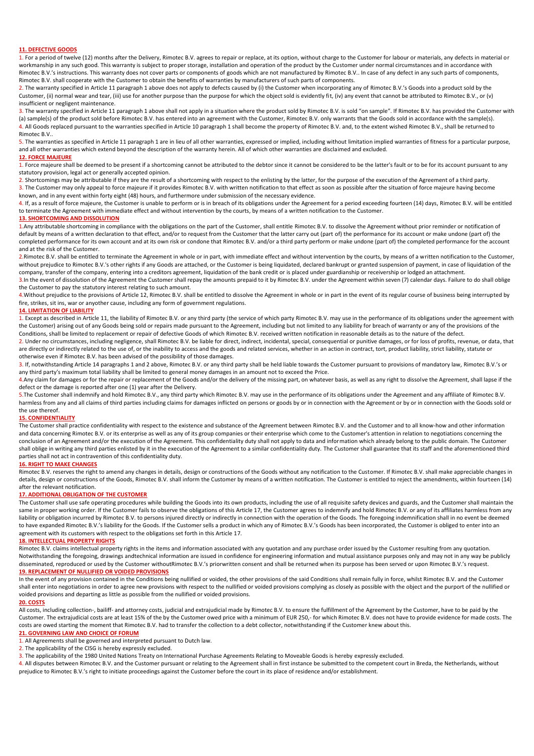## 11. DEFECTIVE GOODS

1. For a period of twelve (12) months after the Delivery, Rimotec B.V. agrees to repair or replace, at its option, without charge to the Customer for labour or materials, any defects in material or workmanship in any such good. This warranty is subject to proper storage, installation and operation of the product by the Customer under normal circumstances and in accordance with Rimotec B.V.'s instructions. This warranty does not cover parts or components of goods which are not manufactured by Rimotec B.V.. In case of any defect in any such parts of components, Rimotec B.V. shall cooperate with the Customer to obtain the benefits of warranties by manufacturers of such parts of components.

2. The warranty specified in Article 11 paragraph 1 above does not apply to defects caused by (i) the Customer when incorporating any of Rimotec B.V.'s Goods into a product sold by the Customer, (ii) normal wear and tear, (iii) use for another purpose than the purpose for which the object sold is evidently fit, (iv) any event that cannot be attributed to Rimotec B.V., or (v) insufficient or negligent maintenance.

3. The warranty specified in Article 11 paragraph 1 above shall not apply in a situation where the product sold by Rimotec B.V. is sold "on sample". If Rimotec B.V. has provided the Customer with (a) sample(s) of the product sold before Rimotec B.V. has entered into an agreement with the Customer, Rimotec B.V. only warrants that the Goods sold in accordance with the sample(s).

4. All Goods replaced pursuant to the warranties specified in Article 10 paragraph 1 shall become the property of Rimotec B.V. and, to the extent wished Rimotec B.V., shall be returned to Rimotec B.V..

5. The warranties as specified in Article 11 paragraph 1 are in lieu of all other warranties, expressed or implied, including without limitation implied warranties of fitness for a particular purpose, and all other warranties which extend beyond the description of the warranty herein. All of which other warranties are disclaimed and excluded.

## 12. FORCE MAJEURE

1. Force majeure shall be deemed to be present if a shortcoming cannot be attributed to the debtor since it cannot be considered to be the latter's fault or to be for its account pursuant to any statutory provision, legal act or generally accepted opinion.

2. Shortcomings may be attributable if they are the result of a shortcoming with respect to the enlisting by the latter, for the purpose of the execution of the Agreement of a third party.

3. The Customer may only appeal to force majeure if it provides Rimotec B.V. with written notification to that effect as soon as possible after the situation of force majeure having become known, and in any event within forty eight (48) hours, and furthermore under submission of the necessary evidence.

4. If, as a result of force majeure, the Customer is unable to perform or is in breach of its obligations under the Agreement for a period exceeding fourteen (14) days, Rimotec B.V. will be entitled to terminate the Agreement with immediate effect and without intervention by the courts, by means of a written notification to the Customer.

## 13. SHORTCOMING AND DISSOLUTION

1. Any attributable shortcoming in compliance with the obligations on the part of the Customer, shall entitle Rimotec B.V. to dissolve the Agreement without prior reminder or notification of default by means of a written declaration to that effect, and/or to request from the Customer that the latter carry out (part of) the performance for its account or make undone (part of) the completed performance for its own account and at its own risk or condone that Rimotec B.V. and/or a third party perform or make undone (part of) the completed performance for the account and at the risk of the Customer.

2. Rimotec B.V. shall be entitled to terminate the Agreement in whole or in part, with immediate effect and without intervention by the courts, by means of a written notification to the Customer, without prejudice to Rimotec B.V.'s other rights if any Goods are attached, or the Customer is being liquidated, declared bankrupt or granted suspension of payment, in case of liquidation of the company, transfer of the company, entering into a creditors agreement, liquidation of the bank credit or is placed under guardianship or receivership or lodged an attachment.

3. In the event of dissolution of the Agreement the Customer shall repay the amounts prepaid to it by Rimotec B.V. under the Agreement within seven (7) calendar days. Failure to do so shall oblige the Customer to pay the statutory interest relating to such amount.

4. Without prejudice to the provisions of Article 12, Rimotec B.V. shall be entitled to dissolve the Agreement in whole or in part in the event of its regular course of business being interrupted by fire, strikes, sit ins, war or anyother cause, including any form of government regulations.

## 14. LIMITATION OF LIABILITY

1. Except as described in Article 11, the liability of Rimotec B.V. or any third party (the service of which party Rimotec B.V. may use in the performance of its obligations under the agreement with the Customer) arising out of any Goods being sold or repairs made pursuant to the Agreement, including but not limited to any liability for breach of warranty or any of the provisions of the Conditions, shall be limited to replacement or repair of defective Goods of which Rimotec B.V. received written notification in reasonable details as to the nature of the defect.

2. Under no circumstances, including negligence, shall Rimotec B.V. be liable for direct, indirect, incidental, special, consequential or punitive damages, or for loss of profits, revenue, or data, that are directly or indirectly related to the use of, or the inability to access and the goods and related services, whether in an action in contract, tort, product liability, strict liability, statute or otherwise even if Rimotec B.V. has been advised of the possibility of those damages.

3. If, notwithstanding Article 14 paragraphs 1 and 2 above, Rimotec B.V. or any third party shall be held liable towards the Customer pursuant to provisions of mandatory law, Rimotec B.V.'s or any third party's maximum total liability shall be limited to general money damages in an amount not to exceed the Price.

4. Any claim for damages or for the repair or replacement of the Goods and/or the delivery of the missing part, on whatever basis, as well as any right to dissolve the Agreement, shall lapse if the defect or the damage is reported after one (1) year after the Delivery.

5. The Customer shall indemnify and hold Rimotec B.V., any third party which Rimotec B.V. may use in the performance of its obligations under the Agreement and any affiliate of Rimotec B.V. harmless from any and all claims of third parties including claims for damages inflicted on persons or goods by or in connection with the Agreement or by or in connection with the Goods sold or the use thereof.

## 15. CONFIDENTIALITY

The Customer shall practice confidentiality with respect to the existence and substance of the Agreement between Rimotec B.V. and the Customer and to all know-how and other information and data concerning Rimotec B.V. or its enterprise as well as any of its group companies or their enterprise which come to the Customer's attention in relation to negotiations concerning the conclusion of an Agreement and/or the execution of the Agreement. This confidentiality duty shall not apply to data and information which already belong to the public domain. The Customer shall oblige in writing any third parties enlisted by it in the execution of the Agreement to a similar confidentiality duty. The Customer shall guarantee that its staff and the aforementioned third parties shall not act in contravention of this confidentiality duty.

## 16. RIGHT TO MAKE CHANGES

Rimotec B.V. reserves the right to amend any changes in details, design or constructions of the Goods without any notification to the Customer. If Rimotec B.V. shall make appreciable changes in details, design or constructions of the Goods, Rimotec B.V. shall inform the Customer by means of a written notification. The Customer is entitled to reject the amendments, within fourteen (14) after the relevant notification.

## 17. ADDITIONAL OBLIGATION OF THE CUSTOMER

The Customer shall use safe operating procedures while building the Goods into its own products, including the use of all requisite safety devices and guards, and the Customer shall maintain the same in proper working order. If the Customer fails to observe the obligations of this Article 17, the Customer agrees to indemnify and hold Rimotec B.V. or any of its affiliates harmless from any liability or obligation incurred by Rimotec B.V. to persons injured directly or indirectly in connection with the operation of the Goods. The foregoing indemnification shall in no event be deemed to have expanded Rimotec B.V.'s liability for the Goods. If the Customer sells a product in which any of Rimotec B.V.'s Goods has been incorporated, the Customer is obliged to enter into an agreement with its customers with respect to the obligations set forth in this Article 17.

## 18. INTELLECTUAL PROPERTY RIGHTS

Rimotec B.V. claims intellectual property rights in the items and information associated with any quotation and any purchase order issued by the Customer resulting from any quotation. Notwithstanding the foregoing, drawings andtechnical information are issued in confidence for engineering information and mutual assistance purposes only and may not in any way be publicly disseminated, reproduced or used by the Customer withoutRimotec B.V.'s priorwritten consent and shall be returned when its purpose has been served or upon Rimotec B.V.'s request.

## 19. REPLACEMENT OF NULLIFIED OR VOIDED PROVISIONS

In the event of any provision contained in the Conditions being nullified or voided, the other provisions of the said Conditions shall remain fully in force, whilst Rimotec B.V. and the Customer shall enter into negotiations in order to agree new provisions with respect to the nullified or voided provisions complying as closely as possible with the object and the purport of the nullified or voided provisions and departing as little as possible from the nullified or voided provisions.

## 20. COSTS

All costs, including collection-, bailiff- and attorney costs, judicial and extrajudicial made by Rimotec B.V. to ensure the fulfillment of the Agreement by the Customer, have to be paid by the Customer. The extrajudicial costs are at least 15% of the by the Customer owed price with a minimum of EUR 250,- for which Rimotec B.V. does not have to provide evidence for made costs. The costs are owed starting the moment that Rimotec B.V. had to transfer the collection to a debt collector, notwithstanding if the Customer knew about this.

## 21. GOVERNING LAW AND CHOICE OF FORUM

1. All Agreements shall be governed and interpreted pursuant to Dutch law.

2. The applicability of the CISG is hereby expressly excluded.

3. The applicability of the 1980 United Nations Treaty on International Purchase Agreements Relating to Moveable Goods is hereby expressly excluded.

4. All disputes between Rimotec B.V. and the Customer pursuant or relating to the Agreement shall in first instance be submitted to the competent court in Breda, the Netherlands, without prejudice to Rimotec B.V.'s right to initiate proceedings against the Customer before the court in its place of residence and/or establishment.